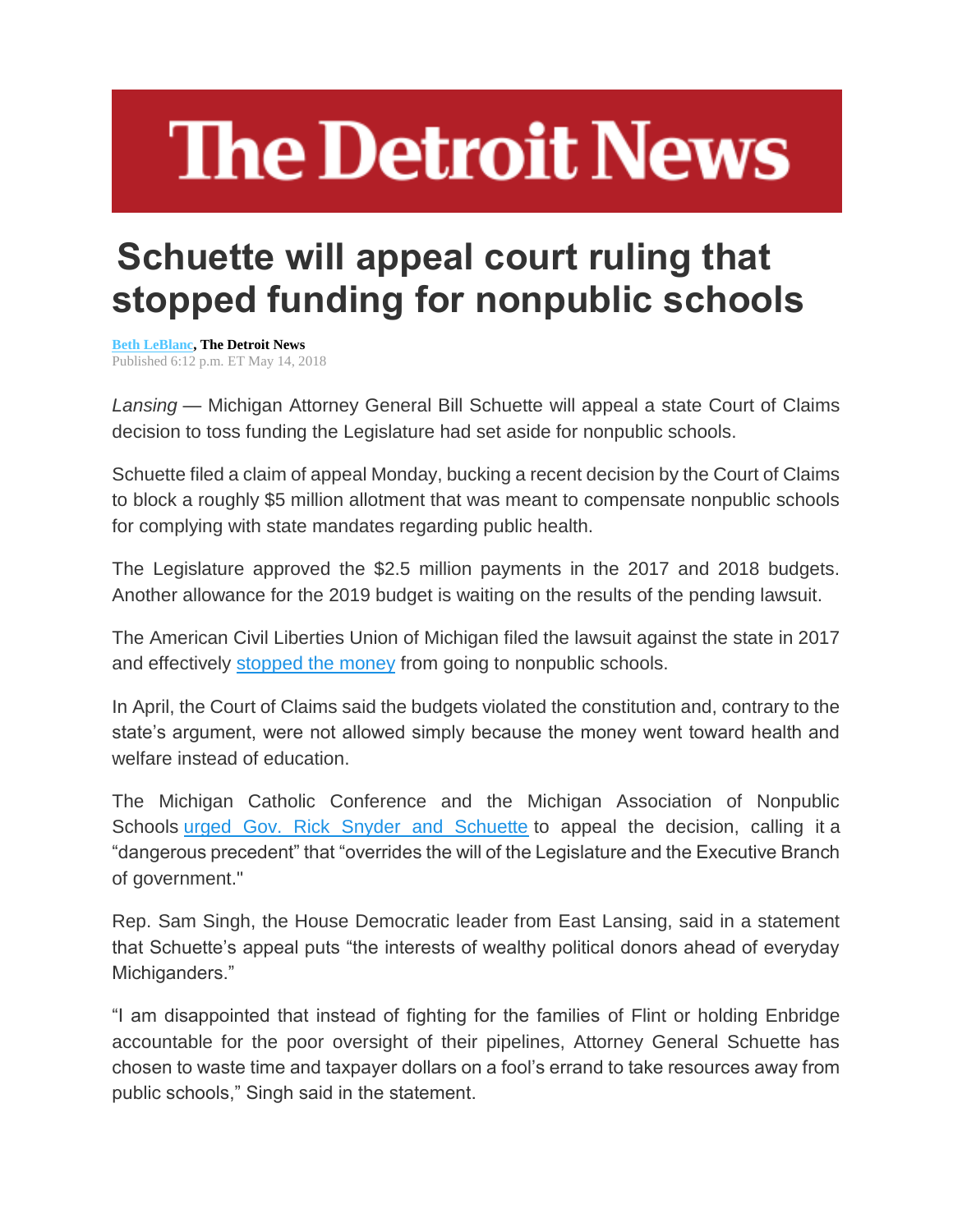# The Detroit News

## Schuette will appeal court ruling that stopped funding for nonpublic schools

**Beth LeBlanc, The Detroit News**
Published 6:12 p.m. ET May 14, 2018

*Lansing* — Michigan Attorney General Bill Schuette will appeal a state Court of Claims decision to toss funding the Legislature had set aside for nonpublic schools.

Schuette filed a claim of appeal Monday, bucking a recent decision by the Court of Claims to block a roughly $5 million allotment that was meant to compensate nonpublic schools for complying with state mandates regarding public health.

The Legislature approved the $2.5 million payments in the 2017 and 2018 budgets. Another allowance for the 2019 budget is waiting on the results of the pending lawsuit.

The American Civil Liberties Union of Michigan filed the lawsuit against the state in 2017 and effectively stopped the money from going to nonpublic schools.

In April, the Court of Claims said the budgets violated the constitution and, contrary to the state's argument, were not allowed simply because the money went toward health and welfare instead of education.

The Michigan Catholic Conference and the Michigan Association of Nonpublic Schools urged Gov. Rick Snyder and Schuette to appeal the decision, calling it a "dangerous precedent" that "overrides the will of the Legislature and the Executive Branch of government."

Rep. Sam Singh, the House Democratic leader from East Lansing, said in a statement that Schuette's appeal puts "the interests of wealthy political donors ahead of everyday Michiganders."

"I am disappointed that instead of fighting for the families of Flint or holding Enbridge accountable for the poor oversight of their pipelines, Attorney General Schuette has chosen to waste time and taxpayer dollars on a fool's errand to take resources away from public schools," Singh said in the statement.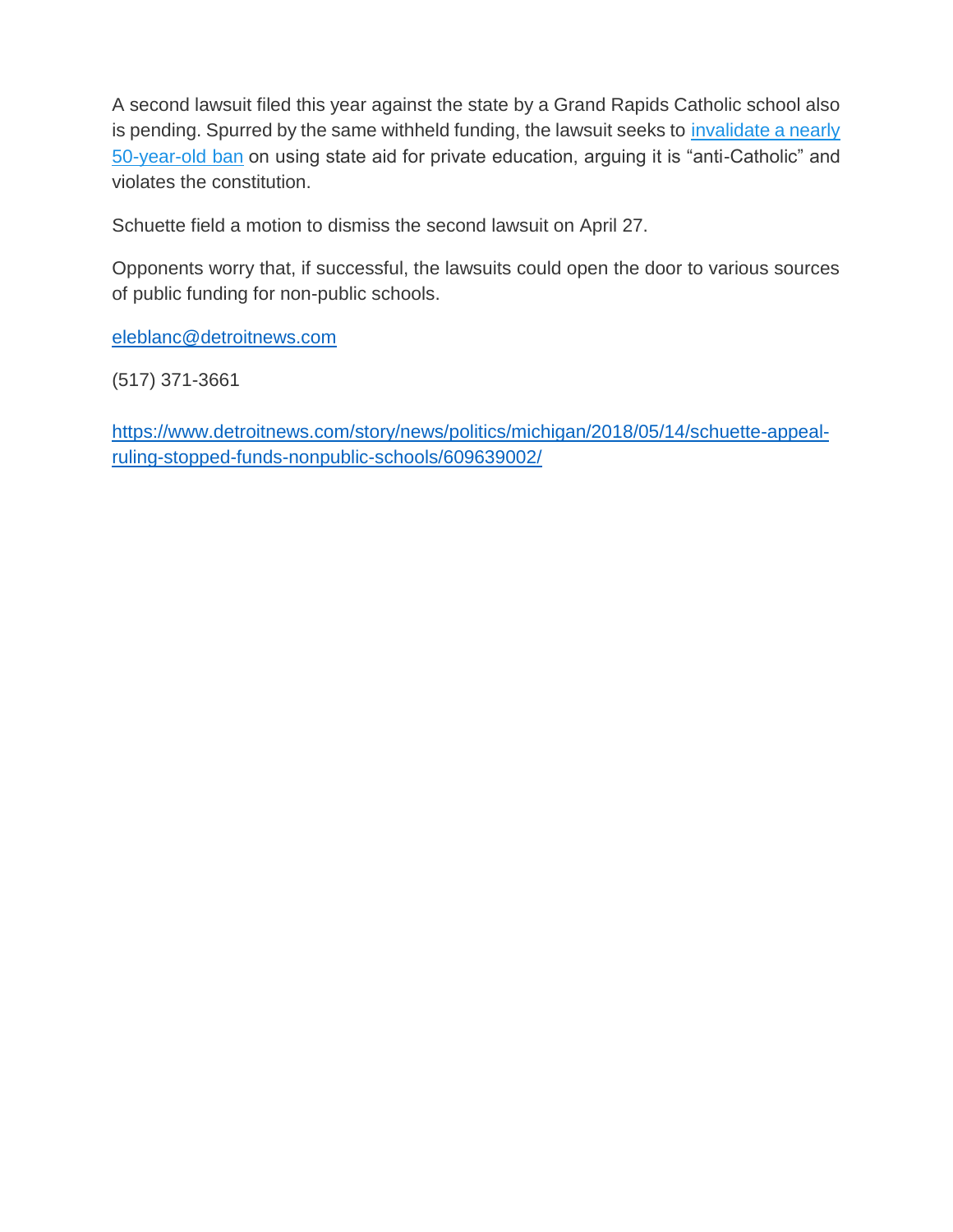A second lawsuit filed this year against the state by a Grand Rapids Catholic school also is pending. Spurred by the same withheld funding, the lawsuit seeks to invalidate a nearly 50-year-old ban on using state aid for private education, arguing it is "anti-Catholic" and violates the constitution.

Schuette field a motion to dismiss the second lawsuit on April 27.

Opponents worry that, if successful, the lawsuits could open the door to various sources of public funding for non-public schools.

eleblanc@detroitnews.com

(517) 371-3661

https://www.detroitnews.com/story/news/politics/michigan/2018/05/14/schuette-appeal-ruling-stopped-funds-nonpublic-schools/609639002/